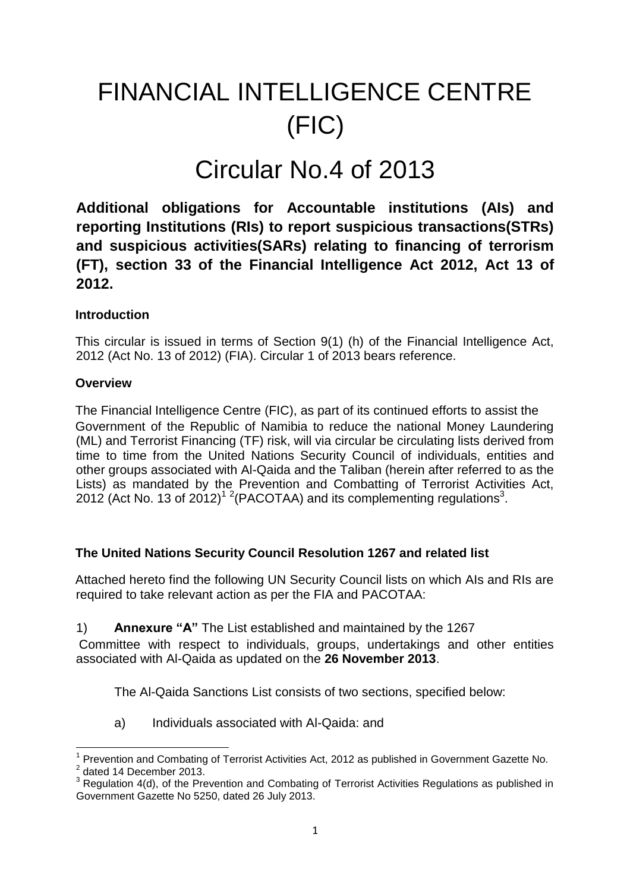# FINANCIAL INTELLIGENCE CENTRE (FIC)

# Circular No.4 of 2013

**Additional obligations for Accountable institutions (AIs) and reporting Institutions (RIs) to report suspicious transactions(STRs) and suspicious activities(SARs) relating to financing of terrorism (FT), section 33 of the Financial Intelligence Act 2012, Act 13 of 2012.**

**Introduction**

This circular is issued in terms of Section 9(1) (h) of the Financial Intelligence Act, 2012 (Act No. 13 of 2012) (FIA). Circular 1 of 2013 bears reference.

**Overview**

The Financial Intelligence Centre (FIC), as part of its continued efforts to assist the Government of the Republic of Namibia to reduce the national Money Laundering (ML) and Terrorist Financing (TF) risk, will via circular be circulating lists derived from time to time from the United Nations Security Council of individuals, entities and other groups associated with Al-Qaida and the Taliban (herein after referred to as the Lists) as mandated by the Prevention and Combatting of Terrorist Activities Act, 2012 (Act No. 13 of 2012)[1] [2](PACOTAA) and its complementing regulations[3].

**The United Nations Security Council Resolution 1267 and related list**

Attached hereto find the following UN Security Council lists on which AIs and RIs are required to take relevant action as per the FIA and PACOTAA:

1) **Annexure "A"** The List established and maintained by the 1267 Committee with respect to individuals, groups, undertakings and other entities associated with Al-Qaida as updated on the **26 November 2013**.

The Al-Qaida Sanctions List consists of two sections, specified below:

a) Individuals associated with Al-Qaida: and

---

[1] Prevention and Combating of Terrorist Activities Act, 2012 as published in Government Gazette No.

[2] dated 14 December 2013.

[3] Regulation 4(d), of the Prevention and Combating of Terrorist Activities Regulations as published in Government Gazette No 5250, dated 26 July 2013.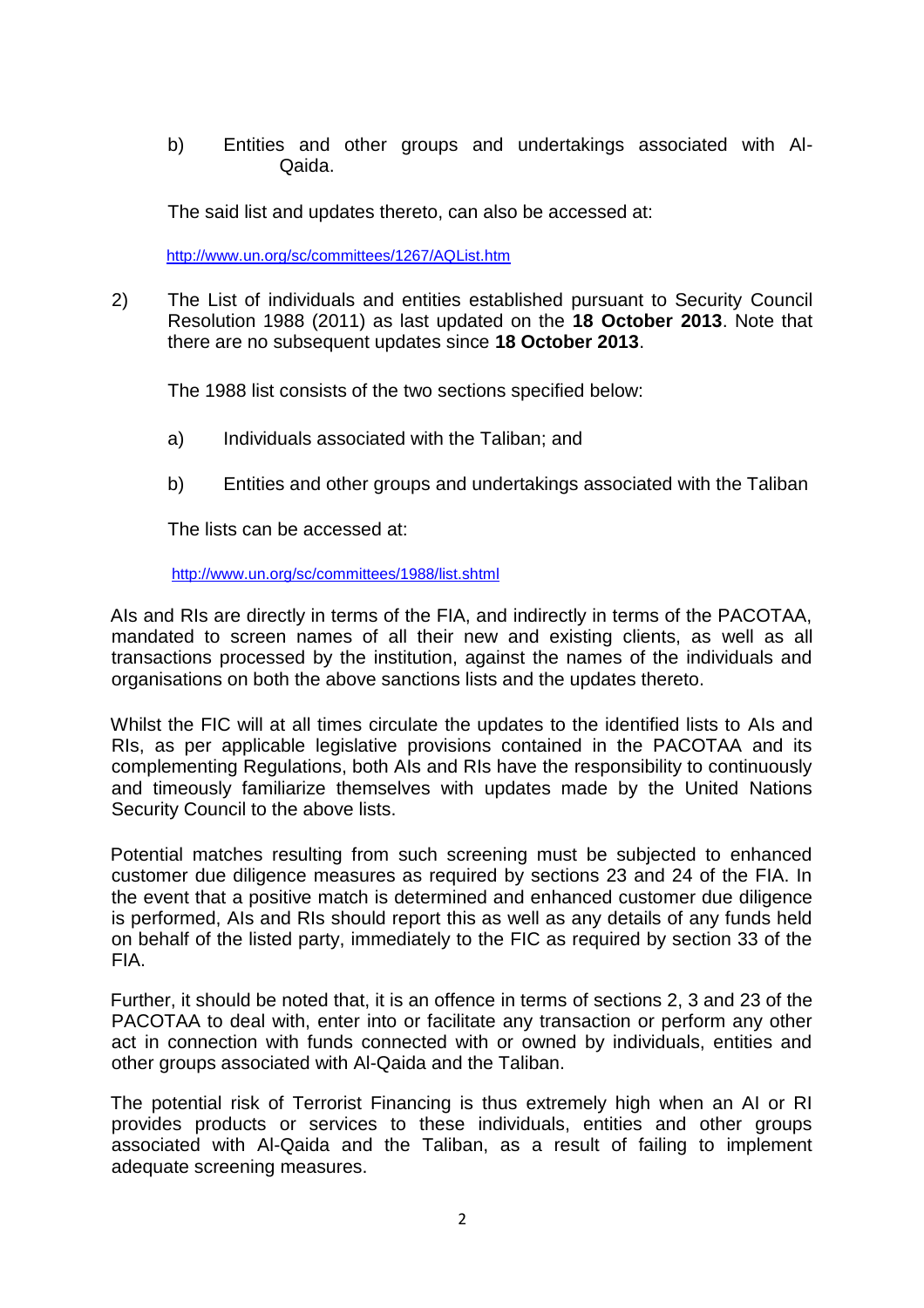b) Entities and other groups and undertakings associated with Al-Qaida.

The said list and updates thereto, can also be accessed at:

http://www.un.org/sc/committees/1267/AQList.htm

2) The List of individuals and entities established pursuant to Security Council Resolution 1988 (2011) as last updated on the **18 October 2013**. Note that there are no subsequent updates since **18 October 2013**.

The 1988 list consists of the two sections specified below:

a) Individuals associated with the Taliban; and

b) Entities and other groups and undertakings associated with the Taliban

The lists can be accessed at:

http://www.un.org/sc/committees/1988/list.shtml

AIs and RIs are directly in terms of the FIA, and indirectly in terms of the PACOTAA, mandated to screen names of all their new and existing clients, as well as all transactions processed by the institution, against the names of the individuals and organisations on both the above sanctions lists and the updates thereto.

Whilst the FIC will at all times circulate the updates to the identified lists to AIs and RIs, as per applicable legislative provisions contained in the PACOTAA and its complementing Regulations, both AIs and RIs have the responsibility to continuously and timeously familiarize themselves with updates made by the United Nations Security Council to the above lists.

Potential matches resulting from such screening must be subjected to enhanced customer due diligence measures as required by sections 23 and 24 of the FIA. In the event that a positive match is determined and enhanced customer due diligence is performed, AIs and RIs should report this as well as any details of any funds held on behalf of the listed party, immediately to the FIC as required by section 33 of the FIA.

Further, it should be noted that, it is an offence in terms of sections 2, 3 and 23 of the PACOTAA to deal with, enter into or facilitate any transaction or perform any other act in connection with funds connected with or owned by individuals, entities and other groups associated with Al-Qaida and the Taliban.

The potential risk of Terrorist Financing is thus extremely high when an AI or RI provides products or services to these individuals, entities and other groups associated with Al-Qaida and the Taliban, as a result of failing to implement adequate screening measures.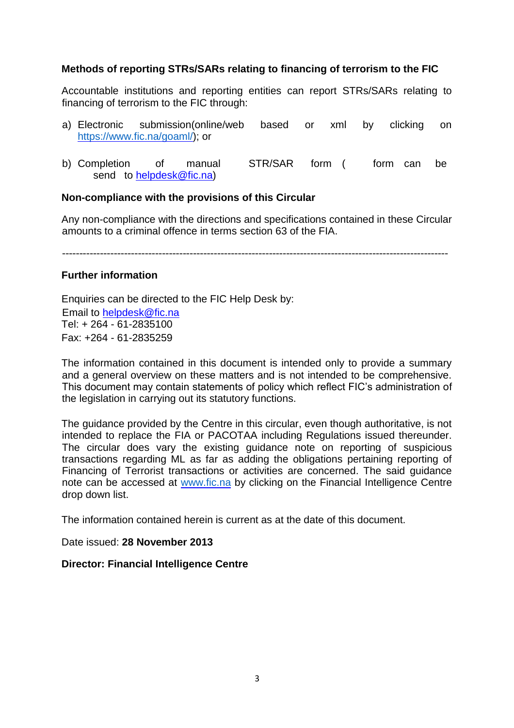**Methods of reporting STRs/SARs relating to financing of terrorism to the FIC**

Accountable institutions and reporting entities can report STRs/SARs relating to financing of terrorism to the FIC through:

a) Electronic submission(online/web based or xml by clicking on https://www.fic.na/goaml/); or

b) Completion of manual STR/SAR form ( form can be send to helpdesk@fic.na)

**Non-compliance with the provisions of this Circular**

Any non-compliance with the directions and specifications contained in these Circular amounts to a criminal offence in terms section 63 of the FIA.

---

**Further information**

Enquiries can be directed to the FIC Help Desk by:
Email to helpdesk@fic.na
Tel: + 264 - 61-2835100
Fax: +264 - 61-2835259

The information contained in this document is intended only to provide a summary and a general overview on these matters and is not intended to be comprehensive. This document may contain statements of policy which reflect FIC's administration of the legislation in carrying out its statutory functions.

The guidance provided by the Centre in this circular, even though authoritative, is not intended to replace the FIA or PACOTAA including Regulations issued thereunder. The circular does vary the existing guidance note on reporting of suspicious transactions regarding ML as far as adding the obligations pertaining reporting of Financing of Terrorist transactions or activities are concerned. The said guidance note can be accessed at www.fic.na by clicking on the Financial Intelligence Centre drop down list.

The information contained herein is current as at the date of this document.

Date issued: **28 November 2013**

**Director: Financial Intelligence Centre**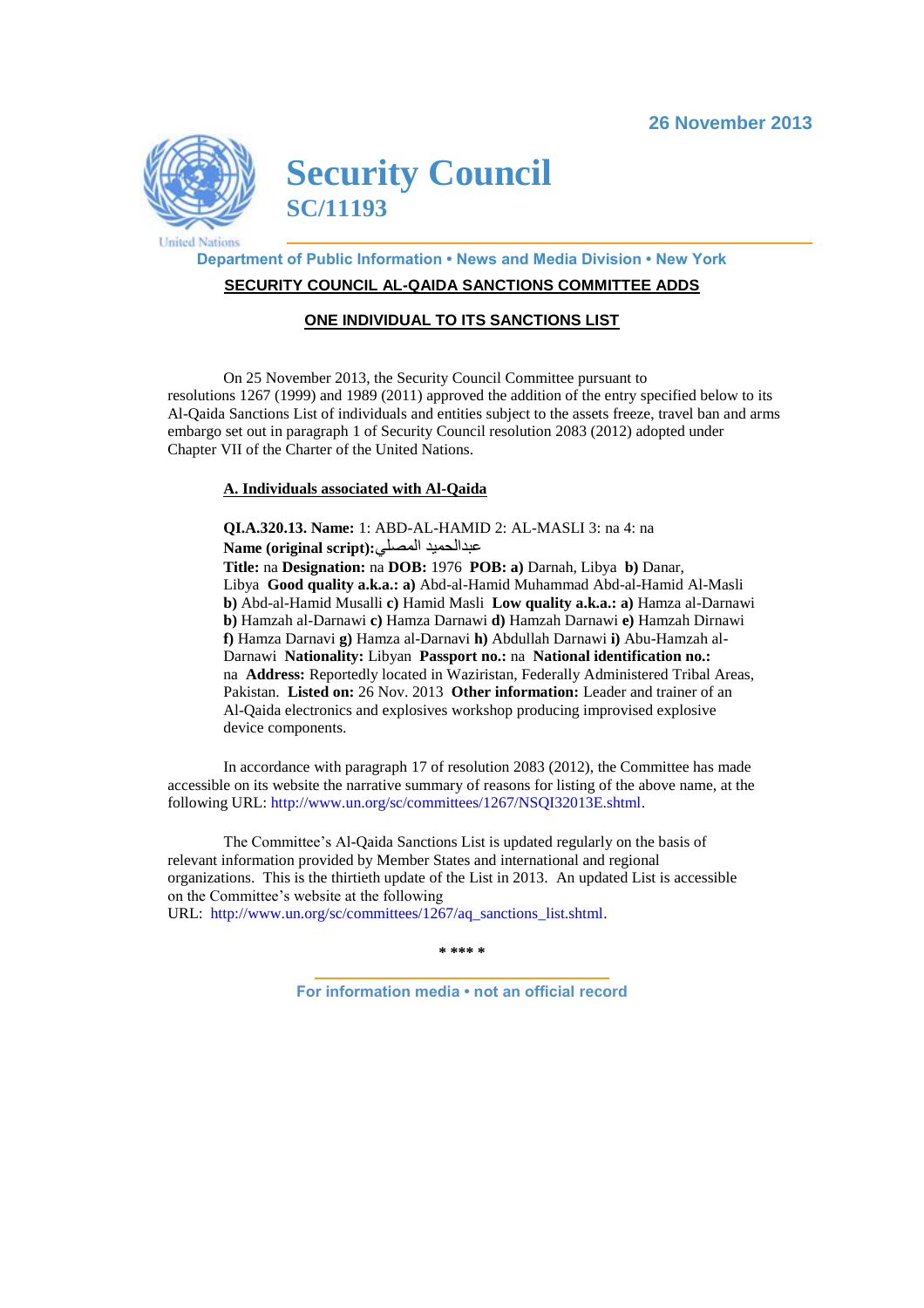26 November 2013

# Security Council
## SC/11193

Department of Public Information • News and Media Division • New York

**SECURITY COUNCIL AL-QAIDA SANCTIONS COMMITTEE ADDS**

**ONE INDIVIDUAL TO ITS SANCTIONS LIST**

On 25 November 2013, the Security Council Committee pursuant to resolutions 1267 (1999) and 1989 (2011) approved the addition of the entry specified below to its Al-Qaida Sanctions List of individuals and entities subject to the assets freeze, travel ban and arms embargo set out in paragraph 1 of Security Council resolution 2083 (2012) adopted under Chapter VII of the Charter of the United Nations.

**A. Individuals associated with Al-Qaida**

**QI.A.320.13. Name:** 1: ABD-AL-HAMID 2: AL-MASLI 3: na 4: na
**Name (original script):** عبدالحميد المصلي
**Title:** na **Designation:** na **DOB:** 1976 **POB: a)** Darnah, Libya **b)** Danar, Libya **Good quality a.k.a.: a)** Abd-al-Hamid Muhammad Abd-al-Hamid Al-Masli **b)** Abd-al-Hamid Musalli **c)** Hamid Masli **Low quality a.k.a.: a)** Hamza al-Darnawi **b)** Hamzah al-Darnawi **c)** Hamza Darnawi **d)** Hamzah Darnawi **e)** Hamzah Dirnawi **f)** Hamza Darnavi **g)** Hamza al-Darnavi **h)** Abdullah Darnawi **i)** Abu-Hamzah al-Darnawi **Nationality:** Libyan **Passport no.:** na **National identification no.:** na **Address:** Reportedly located in Waziristan, Federally Administered Tribal Areas, Pakistan. **Listed on:** 26 Nov. 2013 **Other information:** Leader and trainer of an Al-Qaida electronics and explosives workshop producing improvised explosive device components.

In accordance with paragraph 17 of resolution 2083 (2012), the Committee has made accessible on its website the narrative summary of reasons for listing of the above name, at the following URL: http://www.un.org/sc/committees/1267/NSQI32013E.shtml.

The Committee's Al-Qaida Sanctions List is updated regularly on the basis of relevant information provided by Member States and international and regional organizations. This is the thirtieth update of the List in 2013. An updated List is accessible on the Committee's website at the following URL: http://www.un.org/sc/committees/1267/aq_sanctions_list.shtml.

* *** *

For information media • not an official record